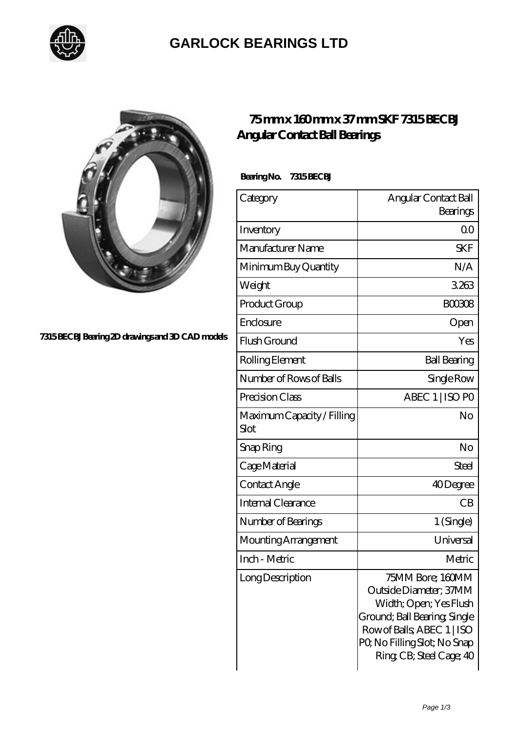# GARLOCK BEARINGS LTD

7315 BECBJ Bearing 2D drawings and 3D CAD models

## 75 mm x 160 mm x 37 mm SKF 7315 BECBJ Angular Contact Ball Bearings

**Bearing No. 7315 BECBJ**

| Category | Angular Contact Ball Bearings |
|---|---|
| Inventory | 0.0 |
| Manufacturer Name | SKF |
| Minimum Buy Quantity | N/A |
| Weight | 3.263 |
| Product Group | B00308 |
| Enclosure | Open |
| Flush Ground | Yes |
| Rolling Element | Ball Bearing |
| Number of Rows of Balls | Single Row |
| Precision Class | ABEC 1 \| ISO P0 |
| Maximum Capacity / Filling Slot | No |
| Snap Ring | No |
| Cage Material | Steel |
| Contact Angle | 40 Degree |
| Internal Clearance | CB |
| Number of Bearings | 1 (Single) |
| Mounting Arrangement | Universal |
| Inch - Metric | Metric |
| Long Description | 75MM Bore; 160MM Outside Diameter; 37MM Width; Open; Yes Flush Ground; Ball Bearing; Single Row of Balls; ABEC 1 \| ISO P0; No Filling Slot; No Snap Ring; CB; Steel Cage; 40 |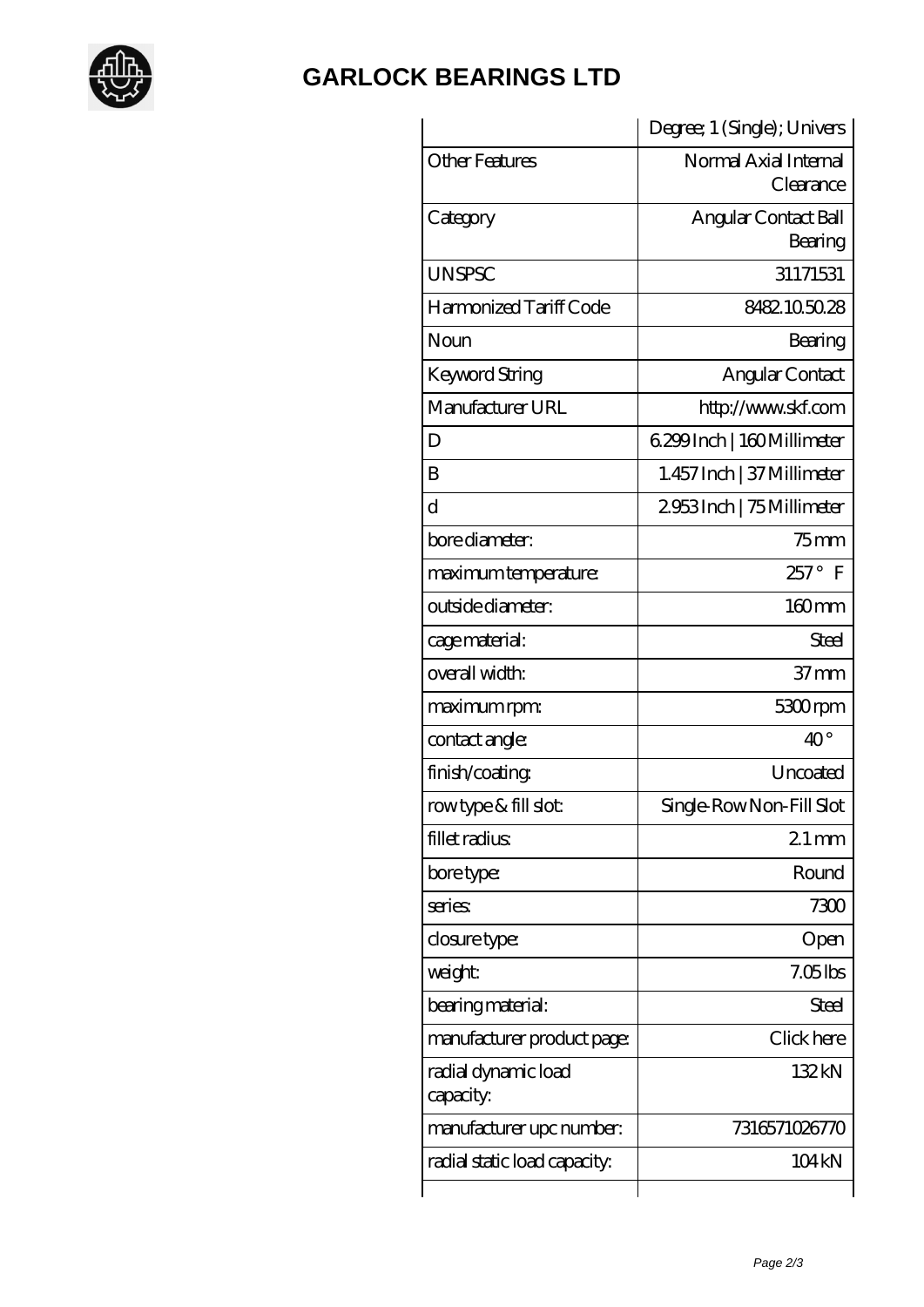## GARLOCK BEARINGS LTD

| | |
|---|---|
| | Degree; 1 (Single); Univers |
| Other Features | Normal Axial Internal Clearance |
| Category | Angular Contact Ball Bearing |
| UNSPSC | 31171531 |
| Harmonized Tariff Code | 8482.10.50.28 |
| Noun | Bearing |
| Keyword String | Angular Contact |
| Manufacturer URL | http://www.skf.com |
| D | 6.299 Inch \| 160 Millimeter |
| B | 1.457 Inch \| 37 Millimeter |
| d | 2.953 Inch \| 75 Millimeter |
| bore diameter: | 75 mm |
| maximum temperature: | 257 ° F |
| outside diameter: | 160 mm |
| cage material: | Steel |
| overall width: | 37 mm |
| maximum rpm: | 5300 rpm |
| contact angle: | 40 ° |
| finish/coating: | Uncoated |
| row type & fill slot: | Single-Row Non-Fill Slot |
| fillet radius: | 2.1 mm |
| bore type: | Round |
| series: | 7300 |
| closure type: | Open |
| weight: | 7.05 lbs |
| bearing material: | Steel |
| manufacturer product page: | Click here |
| radial dynamic load capacity: | 132 kN |
| manufacturer upc number: | 7316571026770 |
| radial static load capacity: | 104 kN |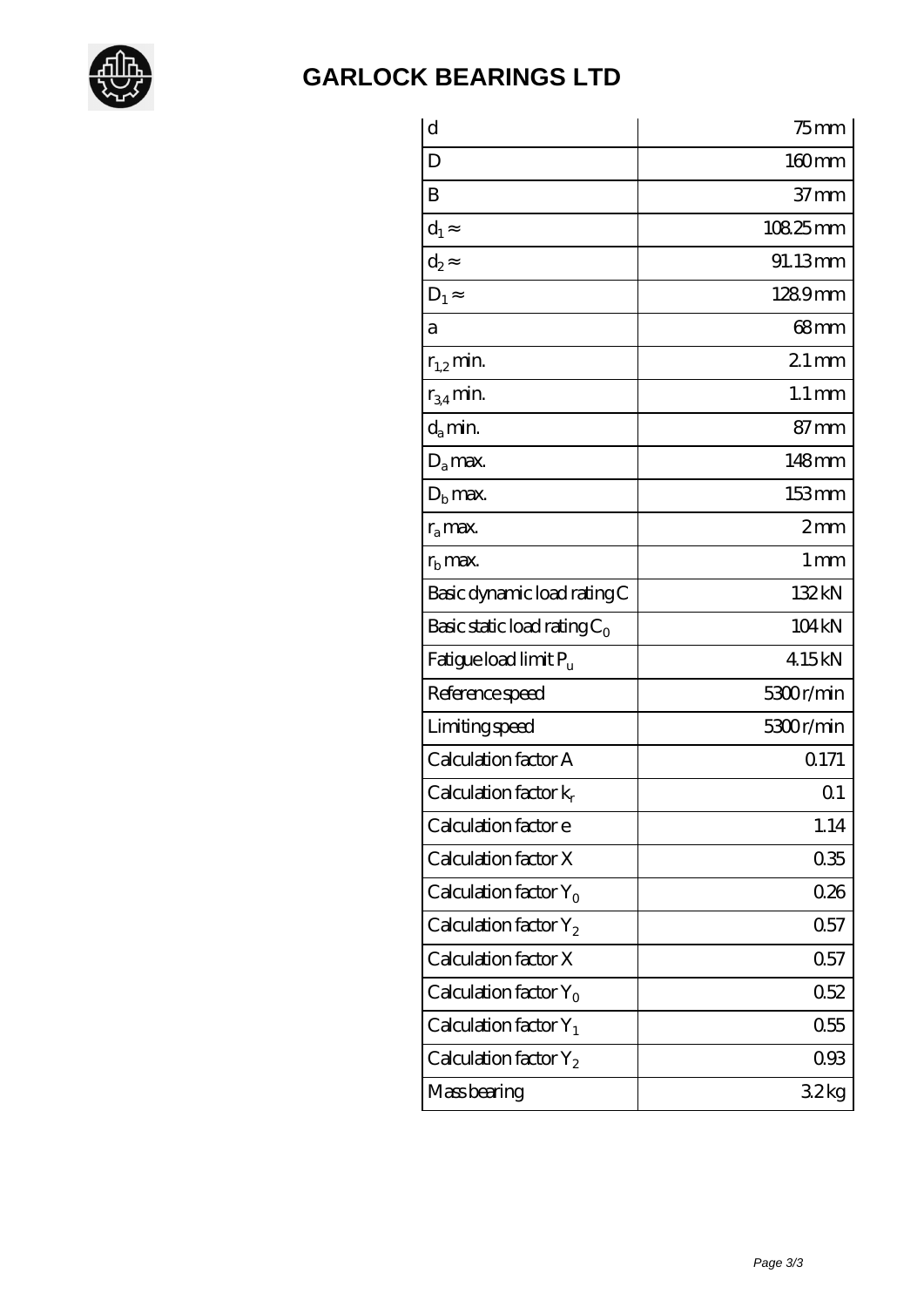# GARLOCK BEARINGS LTD

| | |
|---|---|
| d | 75 mm |
| D | 160 mm |
| B | 37 mm |
| $d_1 \approx$ | 108.25 mm |
| $d_2 \approx$ | 91.13 mm |
| $D_1 \approx$ | 128.9 mm |
| a | 68 mm |
| $r_{1,2}$ min. | 2.1 mm |
| $r_{3,4}$ min. | 1.1 mm |
| $d_a$ min. | 87 mm |
| $D_a$ max. | 148 mm |
| $D_b$ max. | 153 mm |
| $r_a$ max. | 2 mm |
| $r_b$ max. | 1 mm |
| Basic dynamic load rating C | 132 kN |
| Basic static load rating $C_0$ | 104 kN |
| Fatigue load limit $P_u$ | 4.15 kN |
| Reference speed | 5300 r/min |
| Limiting speed | 5300 r/min |
| Calculation factor A | 0.171 |
| Calculation factor $k_r$ | 0.1 |
| Calculation factor e | 1.14 |
| Calculation factor X | 0.35 |
| Calculation factor $Y_0$ | 0.26 |
| Calculation factor $Y_2$ | 0.57 |
| Calculation factor X | 0.57 |
| Calculation factor $Y_0$ | 0.52 |
| Calculation factor $Y_1$ | 0.55 |
| Calculation factor $Y_2$ | 0.93 |
| Mass bearing | 3.2 kg |